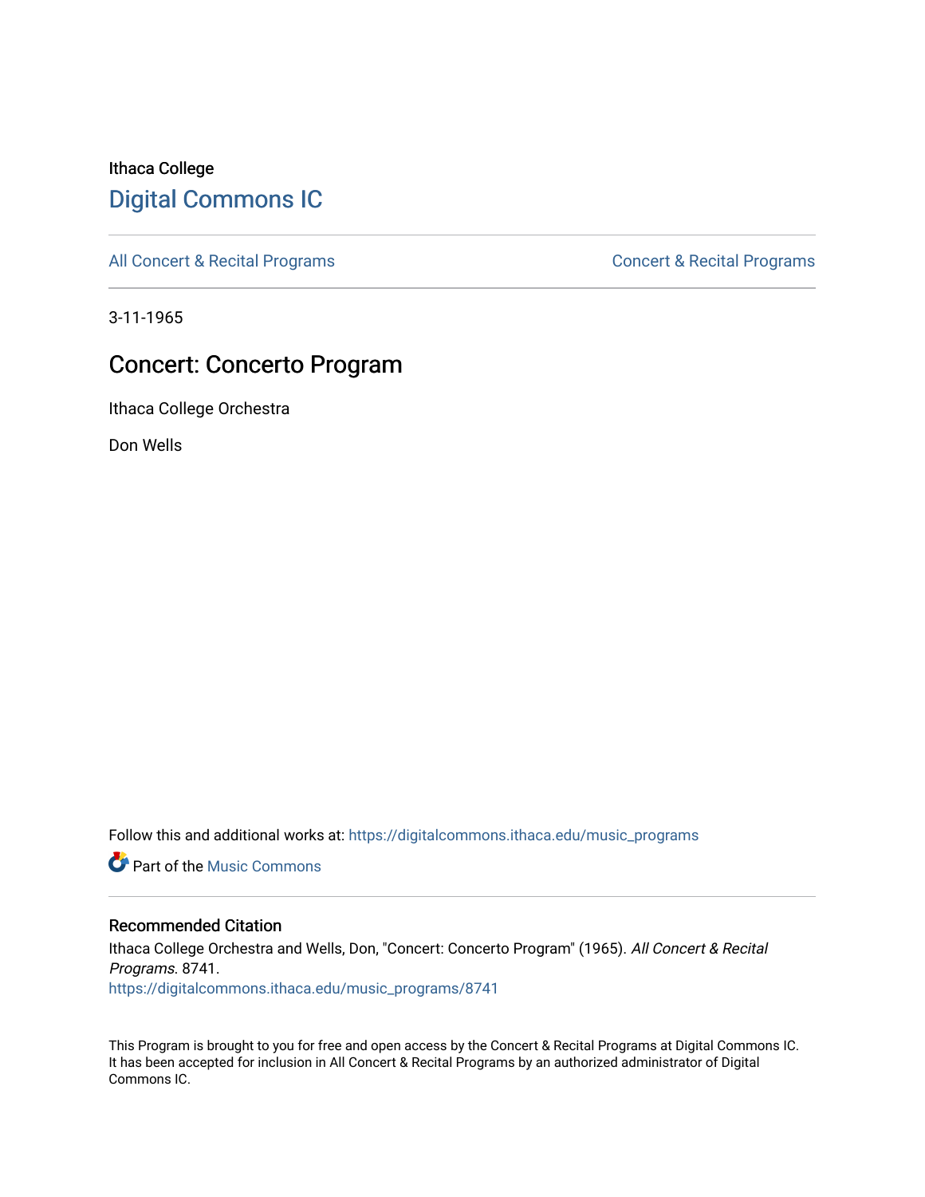Ithaca College

# Digital Commons IC

All Concert & Recital Programs | Concert & Recital Programs

3-11-1965

## Concert: Concerto Program

Ithaca College Orchestra

Don Wells

Follow this and additional works at: https://digitalcommons.ithaca.edu/music_programs

Part of the Music Commons

### Recommended Citation

Ithaca College Orchestra and Wells, Don, "Concert: Concerto Program" (1965). *All Concert & Recital Programs*. 8741.
https://digitalcommons.ithaca.edu/music_programs/8741

This Program is brought to you for free and open access by the Concert & Recital Programs at Digital Commons IC. It has been accepted for inclusion in All Concert & Recital Programs by an authorized administrator of Digital Commons IC.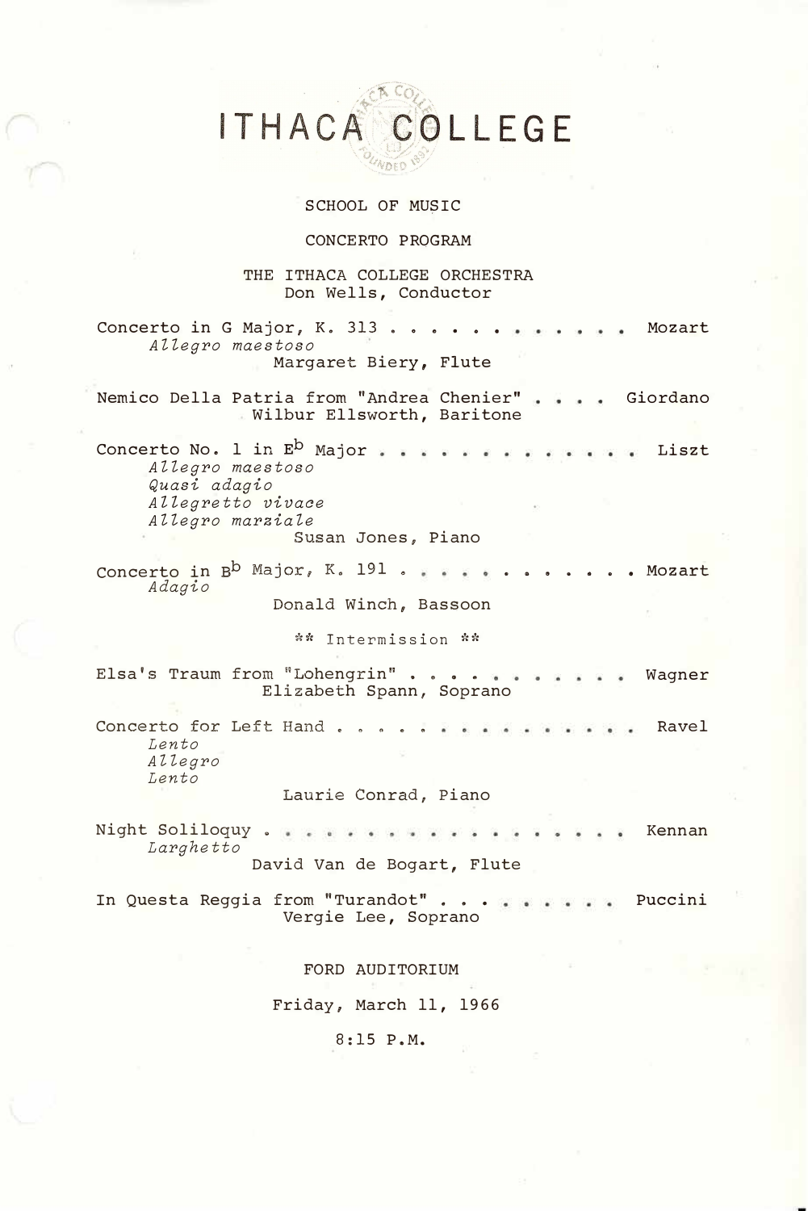# ITHACA COLLEGE

SCHOOL OF MUSIC

CONCERTO PROGRAM

THE ITHACA COLLEGE ORCHESTRA
Don Wells, Conductor

Concerto in G Major, K. 313 . . . . . . . . . . . . Mozart
*Allegro maestoso*
Margaret Biery, Flute

Nemico Della Patria from "Andrea Chenier" . . . . Giordano
Wilbur Ellsworth, Baritone

Concerto No. 1 in E$^b$ Major . . . . . . . . . . . . . Liszt
*Allegro maestoso*
*Quasi adagio*
*Allegretto vivace*
*Allegro marziale*
Susan Jones, Piano

Concerto in B$^b$ Major, K. 191 . . . . . . . . . . . . Mozart
*Adagio*
Donald Winch, Bassoon

** Intermission **

Elsa's Traum from "Lohengrin" . . . . . . . . . . . Wagner
Elizabeth Spann, Soprano

Concerto for Left Hand . . . . . . . . . . . . . . . Ravel
*Lento*
*Allegro*
*Lento*
Laurie Conrad, Piano

Night Soliloquy . . . . . . . . . . . . . . . . . . Kennan
*Larghetto*
David Van de Bogart, Flute

In Questa Reggia from "Turandot" . . . . . . . . . . Puccini
Vergie Lee, Soprano

FORD AUDITORIUM

Friday, March 11, 1966

8:15 P.M.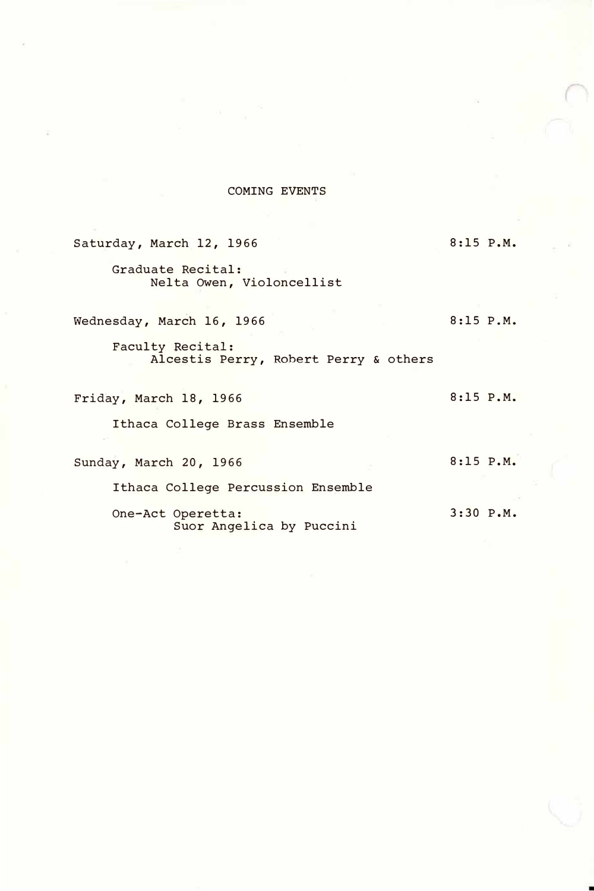## COMING EVENTS

Saturday, March 12, 1966 — 8:15 P.M.

Graduate Recital:
Nelta Owen, Violoncellist

Wednesday, March 16, 1966 — 8:15 P.M.

Faculty Recital:
Alcestis Perry, Robert Perry & others

Friday, March 18, 1966 — 8:15 P.M.

Ithaca College Brass Ensemble

Sunday, March 20, 1966 — 8:15 P.M.

Ithaca College Percussion Ensemble

One-Act Operetta: — 3:30 P.M.
Suor Angelica by Puccini